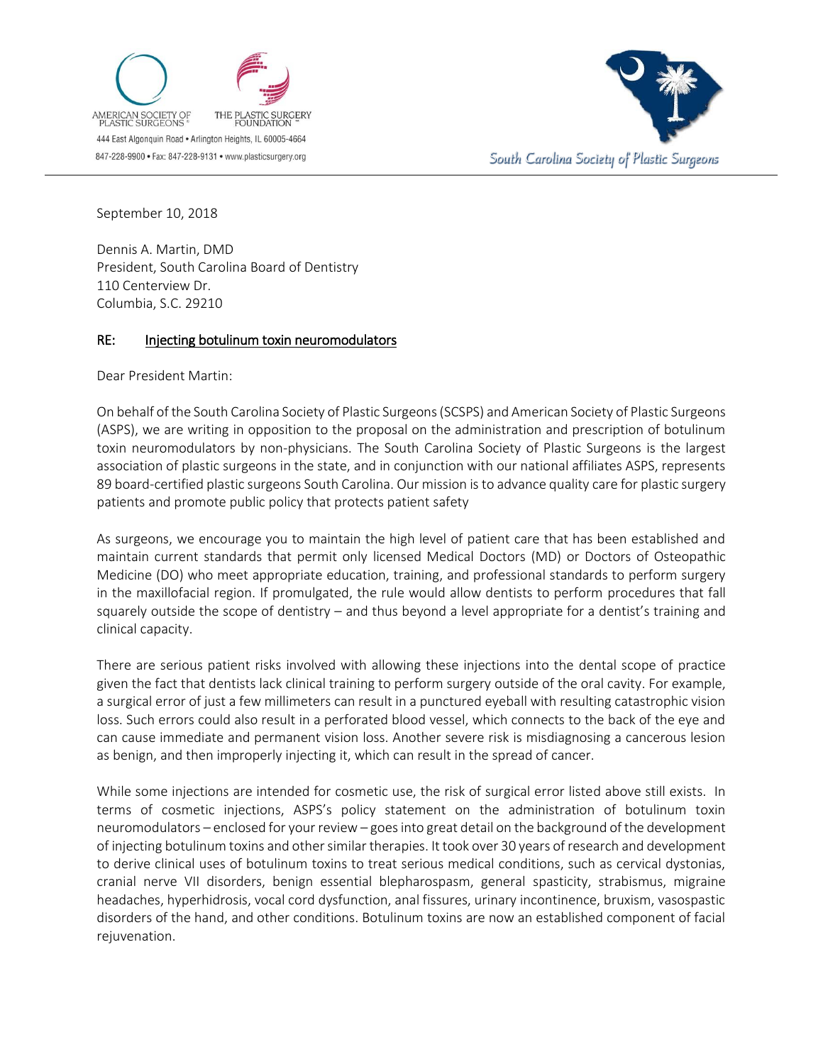AMERICAN SOCIETY OF PLASTIC SURGEONS®

THE PLASTIC SURGERY FOUNDATION™

444 East Algonquin Road • Arlington Heights, IL 60005-4664

847-228-9900 • Fax: 847-228-9131 • www.plasticsurgery.org

South Carolina Society of Plastic Surgeons

September 10, 2018

Dennis A. Martin, DMD
President, South Carolina Board of Dentistry
110 Centerview Dr.
Columbia, S.C. 29210

RE: Injecting botulinum toxin neuromodulators

Dear President Martin:

On behalf of the South Carolina Society of Plastic Surgeons (SCSPS) and American Society of Plastic Surgeons (ASPS), we are writing in opposition to the proposal on the administration and prescription of botulinum toxin neuromodulators by non-physicians. The South Carolina Society of Plastic Surgeons is the largest association of plastic surgeons in the state, and in conjunction with our national affiliates ASPS, represents 89 board-certified plastic surgeons South Carolina. Our mission is to advance quality care for plastic surgery patients and promote public policy that protects patient safety

As surgeons, we encourage you to maintain the high level of patient care that has been established and maintain current standards that permit only licensed Medical Doctors (MD) or Doctors of Osteopathic Medicine (DO) who meet appropriate education, training, and professional standards to perform surgery in the maxillofacial region. If promulgated, the rule would allow dentists to perform procedures that fall squarely outside the scope of dentistry – and thus beyond a level appropriate for a dentist's training and clinical capacity.

There are serious patient risks involved with allowing these injections into the dental scope of practice given the fact that dentists lack clinical training to perform surgery outside of the oral cavity. For example, a surgical error of just a few millimeters can result in a punctured eyeball with resulting catastrophic vision loss. Such errors could also result in a perforated blood vessel, which connects to the back of the eye and can cause immediate and permanent vision loss. Another severe risk is misdiagnosing a cancerous lesion as benign, and then improperly injecting it, which can result in the spread of cancer.

While some injections are intended for cosmetic use, the risk of surgical error listed above still exists. In terms of cosmetic injections, ASPS's policy statement on the administration of botulinum toxin neuromodulators – enclosed for your review – goes into great detail on the background of the development of injecting botulinum toxins and other similar therapies. It took over 30 years of research and development to derive clinical uses of botulinum toxins to treat serious medical conditions, such as cervical dystonias, cranial nerve VII disorders, benign essential blepharospasm, general spasticity, strabismus, migraine headaches, hyperhidrosis, vocal cord dysfunction, anal fissures, urinary incontinence, bruxism, vasospastic disorders of the hand, and other conditions. Botulinum toxins are now an established component of facial rejuvenation.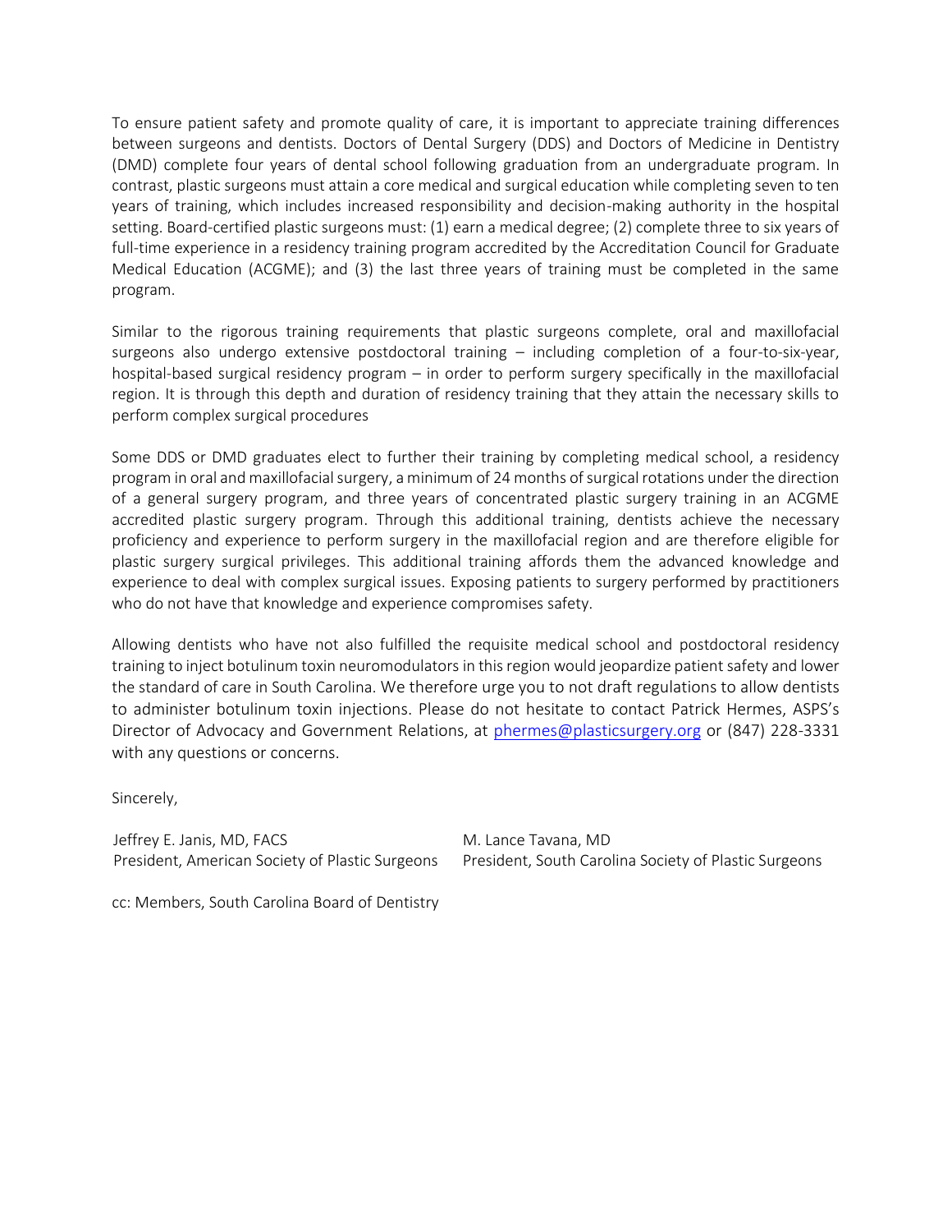To ensure patient safety and promote quality of care, it is important to appreciate training differences between surgeons and dentists. Doctors of Dental Surgery (DDS) and Doctors of Medicine in Dentistry (DMD) complete four years of dental school following graduation from an undergraduate program. In contrast, plastic surgeons must attain a core medical and surgical education while completing seven to ten years of training, which includes increased responsibility and decision-making authority in the hospital setting. Board-certified plastic surgeons must: (1) earn a medical degree; (2) complete three to six years of full-time experience in a residency training program accredited by the Accreditation Council for Graduate Medical Education (ACGME); and (3) the last three years of training must be completed in the same program.

Similar to the rigorous training requirements that plastic surgeons complete, oral and maxillofacial surgeons also undergo extensive postdoctoral training – including completion of a four-to-six-year, hospital-based surgical residency program – in order to perform surgery specifically in the maxillofacial region. It is through this depth and duration of residency training that they attain the necessary skills to perform complex surgical procedures

Some DDS or DMD graduates elect to further their training by completing medical school, a residency program in oral and maxillofacial surgery, a minimum of 24 months of surgical rotations under the direction of a general surgery program, and three years of concentrated plastic surgery training in an ACGME accredited plastic surgery program. Through this additional training, dentists achieve the necessary proficiency and experience to perform surgery in the maxillofacial region and are therefore eligible for plastic surgery surgical privileges. This additional training affords them the advanced knowledge and experience to deal with complex surgical issues. Exposing patients to surgery performed by practitioners who do not have that knowledge and experience compromises safety.

Allowing dentists who have not also fulfilled the requisite medical school and postdoctoral residency training to inject botulinum toxin neuromodulators in this region would jeopardize patient safety and lower the standard of care in South Carolina. We therefore urge you to not draft regulations to allow dentists to administer botulinum toxin injections. Please do not hesitate to contact Patrick Hermes, ASPS's Director of Advocacy and Government Relations, at phermes@plasticsurgery.org or (847) 228-3331 with any questions or concerns.

Sincerely,

Jeffrey E. Janis, MD, FACS
President, American Society of Plastic Surgeons

M. Lance Tavana, MD
President, South Carolina Society of Plastic Surgeons

cc: Members, South Carolina Board of Dentistry